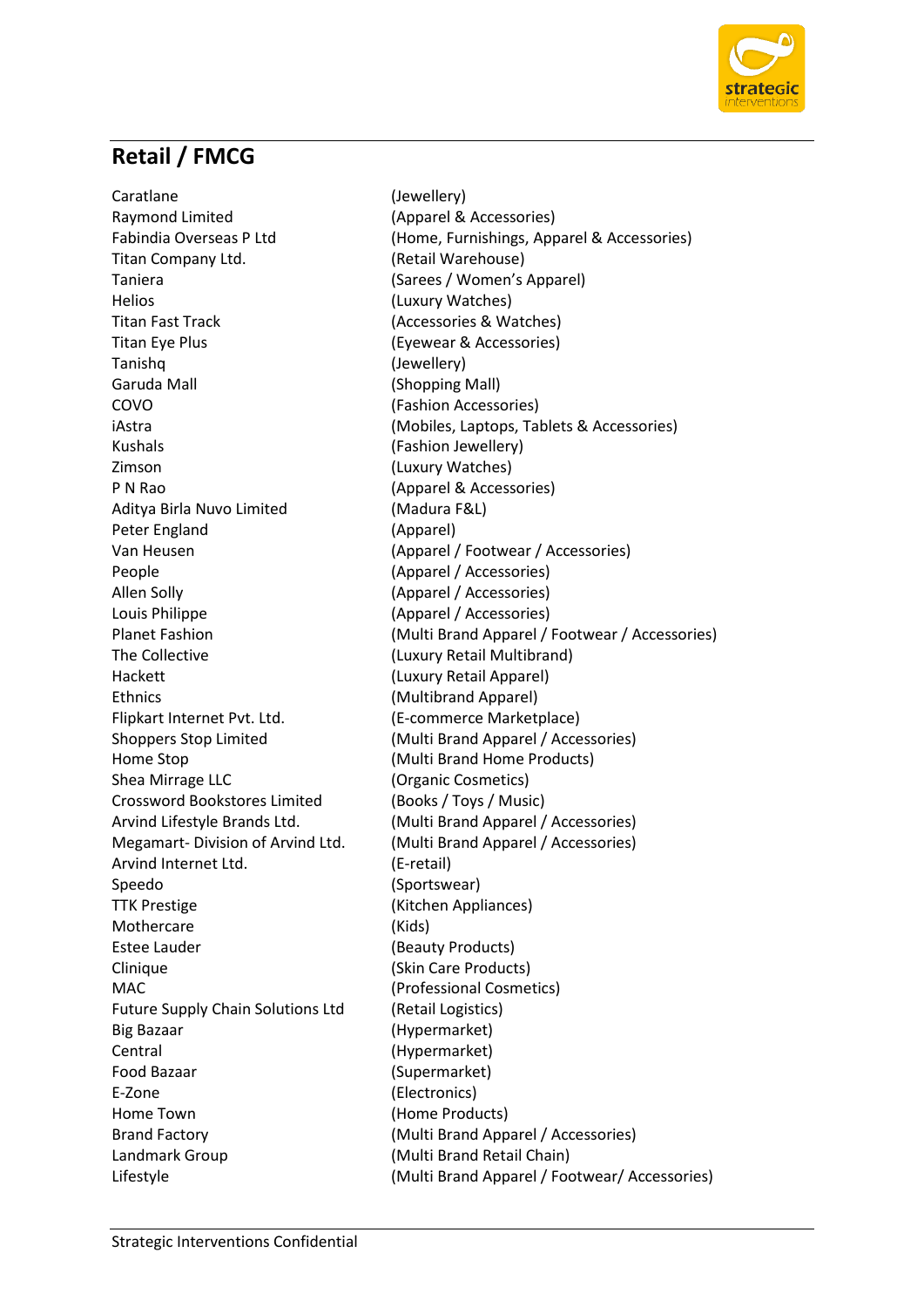## Retail / FMCG

| | |
|---|---|
| Caratlane | (Jewellery) |
| Raymond Limited | (Apparel & Accessories) |
| Fabindia Overseas P Ltd | (Home, Furnishings, Apparel & Accessories) |
| Titan Company Ltd. | (Retail Warehouse) |
| Taniera | (Sarees / Women's Apparel) |
| Helios | (Luxury Watches) |
| Titan Fast Track | (Accessories & Watches) |
| Titan Eye Plus | (Eyewear & Accessories) |
| Tanishq | (Jewellery) |
| Garuda Mall | (Shopping Mall) |
| COVO | (Fashion Accessories) |
| iAstra | (Mobiles, Laptops, Tablets & Accessories) |
| Kushals | (Fashion Jewellery) |
| Zimson | (Luxury Watches) |
| P N Rao | (Apparel & Accessories) |
| Aditya Birla Nuvo Limited | (Madura F&L) |
| Peter England | (Apparel) |
| Van Heusen | (Apparel / Footwear / Accessories) |
| People | (Apparel / Accessories) |
| Allen Solly | (Apparel / Accessories) |
| Louis Philippe | (Apparel / Accessories) |
| Planet Fashion | (Multi Brand Apparel / Footwear / Accessories) |
| The Collective | (Luxury Retail Multibrand) |
| Hackett | (Luxury Retail Apparel) |
| Ethnics | (Multibrand Apparel) |
| Flipkart Internet Pvt. Ltd. | (E-commerce Marketplace) |
| Shoppers Stop Limited | (Multi Brand Apparel / Accessories) |
| Home Stop | (Multi Brand Home Products) |
| Shea Mirrage LLC | (Organic Cosmetics) |
| Crossword Bookstores Limited | (Books / Toys / Music) |
| Arvind Lifestyle Brands Ltd. | (Multi Brand Apparel / Accessories) |
| Megamart- Division of Arvind Ltd. | (Multi Brand Apparel / Accessories) |
| Arvind Internet Ltd. | (E-retail) |
| Speedo | (Sportswear) |
| TTK Prestige | (Kitchen Appliances) |
| Mothercare | (Kids) |
| Estee Lauder | (Beauty Products) |
| Clinique | (Skin Care Products) |
| MAC | (Professional Cosmetics) |
| Future Supply Chain Solutions Ltd | (Retail Logistics) |
| Big Bazaar | (Hypermarket) |
| Central | (Hypermarket) |
| Food Bazaar | (Supermarket) |
| E-Zone | (Electronics) |
| Home Town | (Home Products) |
| Brand Factory | (Multi Brand Apparel / Accessories) |
| Landmark Group | (Multi Brand Retail Chain) |
| Lifestyle | (Multi Brand Apparel / Footwear/ Accessories) |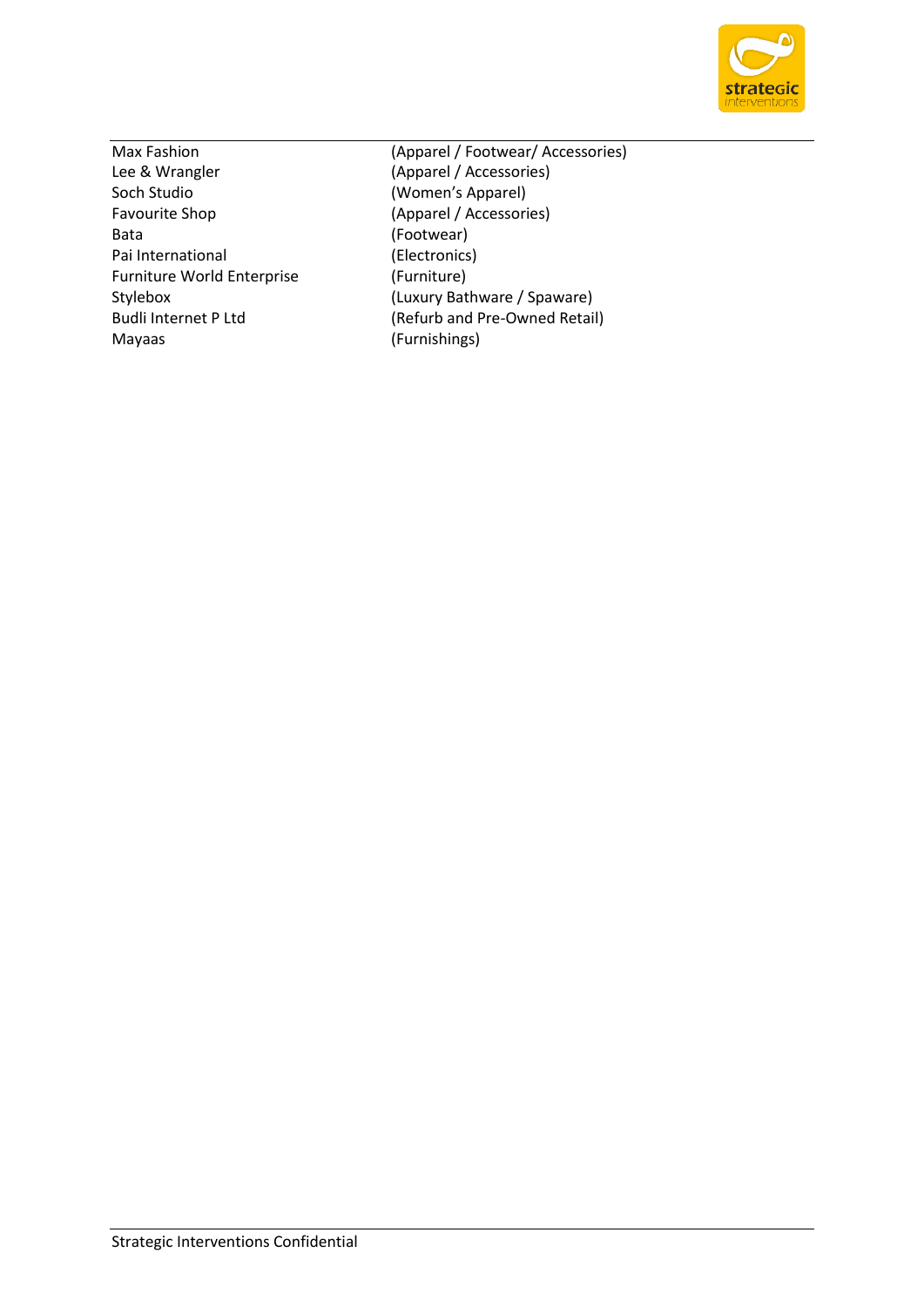| | |
|---|---|
| Max Fashion | (Apparel / Footwear/ Accessories) |
| Lee & Wrangler | (Apparel / Accessories) |
| Soch Studio | (Women's Apparel) |
| Favourite Shop | (Apparel / Accessories) |
| Bata | (Footwear) |
| Pai International | (Electronics) |
| Furniture World Enterprise | (Furniture) |
| Stylebox | (Luxury Bathware / Spaware) |
| Budli Internet P Ltd | (Refurb and Pre-Owned Retail) |
| Mayaas | (Furnishings) |